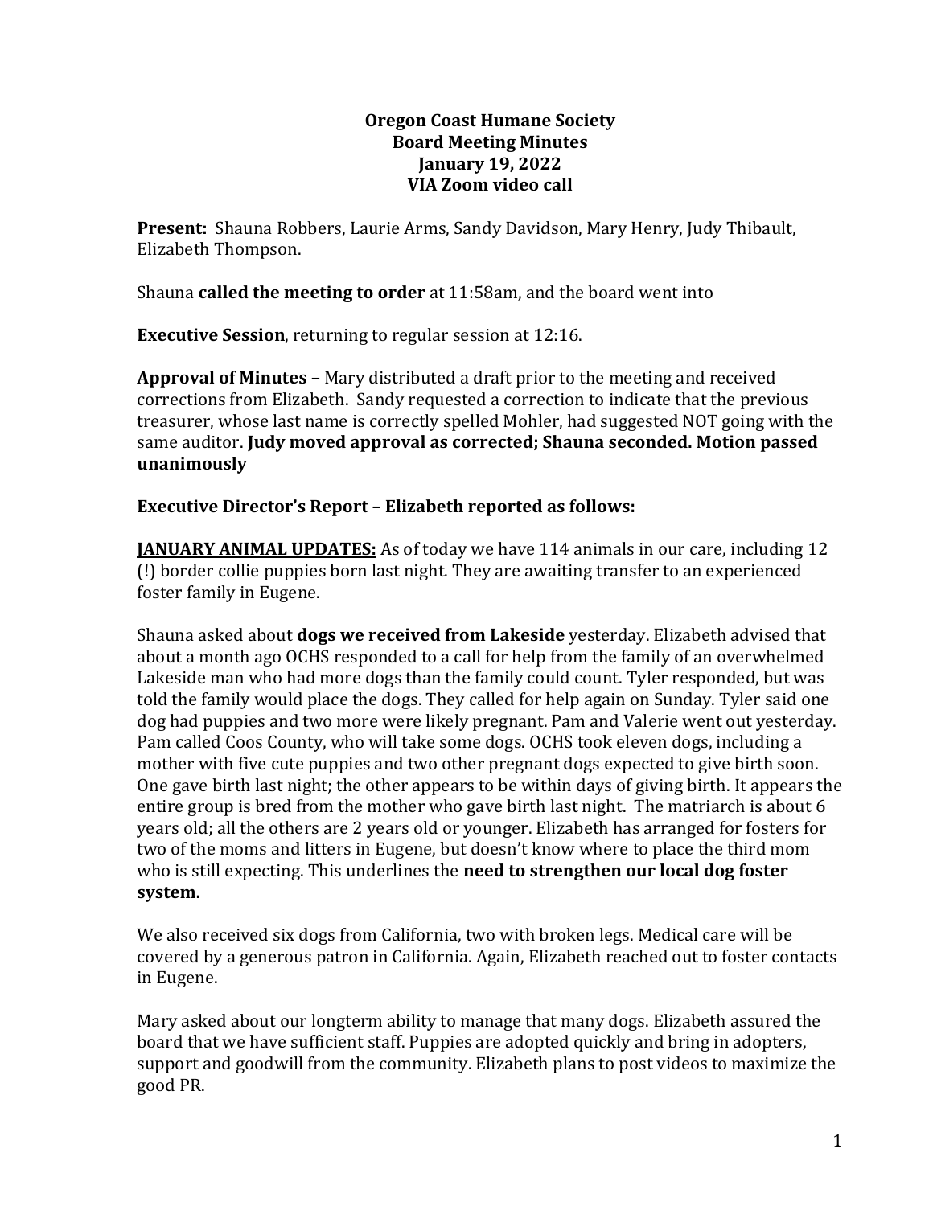**Oregon Coast Humane Society**
**Board Meeting Minutes**
**January 19, 2022**
**VIA Zoom video call**

**Present:** Shauna Robbers, Laurie Arms, Sandy Davidson, Mary Henry, Judy Thibault, Elizabeth Thompson.

Shauna **called the meeting to order** at 11:58am, and the board went into

**Executive Session**, returning to regular session at 12:16.

**Approval of Minutes –** Mary distributed a draft prior to the meeting and received corrections from Elizabeth. Sandy requested a correction to indicate that the previous treasurer, whose last name is correctly spelled Mohler, had suggested NOT going with the same auditor. **Judy moved approval as corrected; Shauna seconded. Motion passed unanimously**

**Executive Director's Report – Elizabeth reported as follows:**

**JANUARY ANIMAL UPDATES:** As of today we have 114 animals in our care, including 12 (!) border collie puppies born last night. They are awaiting transfer to an experienced foster family in Eugene.

Shauna asked about **dogs we received from Lakeside** yesterday. Elizabeth advised that about a month ago OCHS responded to a call for help from the family of an overwhelmed Lakeside man who had more dogs than the family could count. Tyler responded, but was told the family would place the dogs. They called for help again on Sunday. Tyler said one dog had puppies and two more were likely pregnant. Pam and Valerie went out yesterday. Pam called Coos County, who will take some dogs. OCHS took eleven dogs, including a mother with five cute puppies and two other pregnant dogs expected to give birth soon. One gave birth last night; the other appears to be within days of giving birth. It appears the entire group is bred from the mother who gave birth last night. The matriarch is about 6 years old; all the others are 2 years old or younger. Elizabeth has arranged for fosters for two of the moms and litters in Eugene, but doesn't know where to place the third mom who is still expecting. This underlines the **need to strengthen our local dog foster system.**

We also received six dogs from California, two with broken legs. Medical care will be covered by a generous patron in California. Again, Elizabeth reached out to foster contacts in Eugene.

Mary asked about our longterm ability to manage that many dogs. Elizabeth assured the board that we have sufficient staff. Puppies are adopted quickly and bring in adopters, support and goodwill from the community. Elizabeth plans to post videos to maximize the good PR.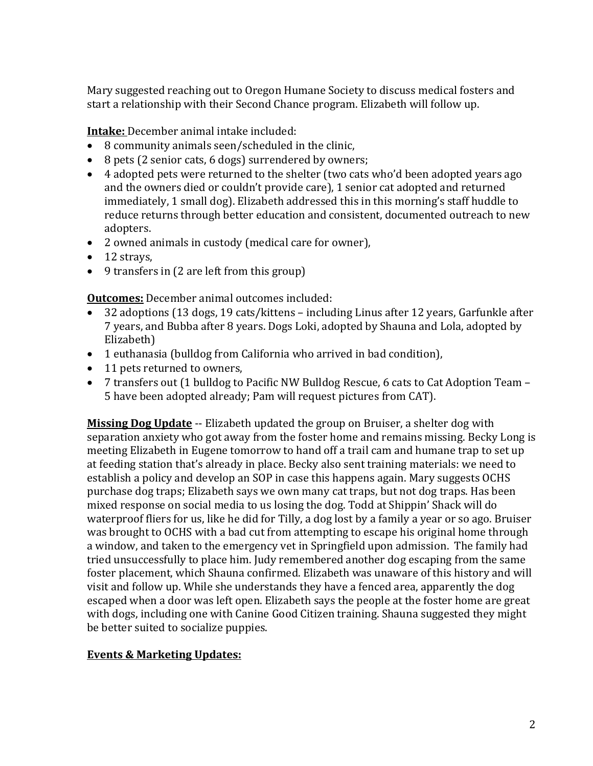Mary suggested reaching out to Oregon Humane Society to discuss medical fosters and start a relationship with their Second Chance program. Elizabeth will follow up.

**Intake:** December animal intake included:

- 8 community animals seen/scheduled in the clinic,
- 8 pets (2 senior cats, 6 dogs) surrendered by owners;
- 4 adopted pets were returned to the shelter (two cats who'd been adopted years ago and the owners died or couldn't provide care), 1 senior cat adopted and returned immediately, 1 small dog). Elizabeth addressed this in this morning's staff huddle to reduce returns through better education and consistent, documented outreach to new adopters.
- 2 owned animals in custody (medical care for owner),
- 12 strays,
- 9 transfers in (2 are left from this group)

**Outcomes:** December animal outcomes included:

- 32 adoptions (13 dogs, 19 cats/kittens – including Linus after 12 years, Garfunkle after 7 years, and Bubba after 8 years. Dogs Loki, adopted by Shauna and Lola, adopted by Elizabeth)
- 1 euthanasia (bulldog from California who arrived in bad condition),
- 11 pets returned to owners,
- 7 transfers out (1 bulldog to Pacific NW Bulldog Rescue, 6 cats to Cat Adoption Team – 5 have been adopted already; Pam will request pictures from CAT).

**Missing Dog Update** -- Elizabeth updated the group on Bruiser, a shelter dog with separation anxiety who got away from the foster home and remains missing. Becky Long is meeting Elizabeth in Eugene tomorrow to hand off a trail cam and humane trap to set up at feeding station that's already in place. Becky also sent training materials: we need to establish a policy and develop an SOP in case this happens again. Mary suggests OCHS purchase dog traps; Elizabeth says we own many cat traps, but not dog traps. Has been mixed response on social media to us losing the dog. Todd at Shippin' Shack will do waterproof fliers for us, like he did for Tilly, a dog lost by a family a year or so ago. Bruiser was brought to OCHS with a bad cut from attempting to escape his original home through a window, and taken to the emergency vet in Springfield upon admission. The family had tried unsuccessfully to place him. Judy remembered another dog escaping from the same foster placement, which Shauna confirmed. Elizabeth was unaware of this history and will visit and follow up. While she understands they have a fenced area, apparently the dog escaped when a door was left open. Elizabeth says the people at the foster home are great with dogs, including one with Canine Good Citizen training. Shauna suggested they might be better suited to socialize puppies.

**Events & Marketing Updates:**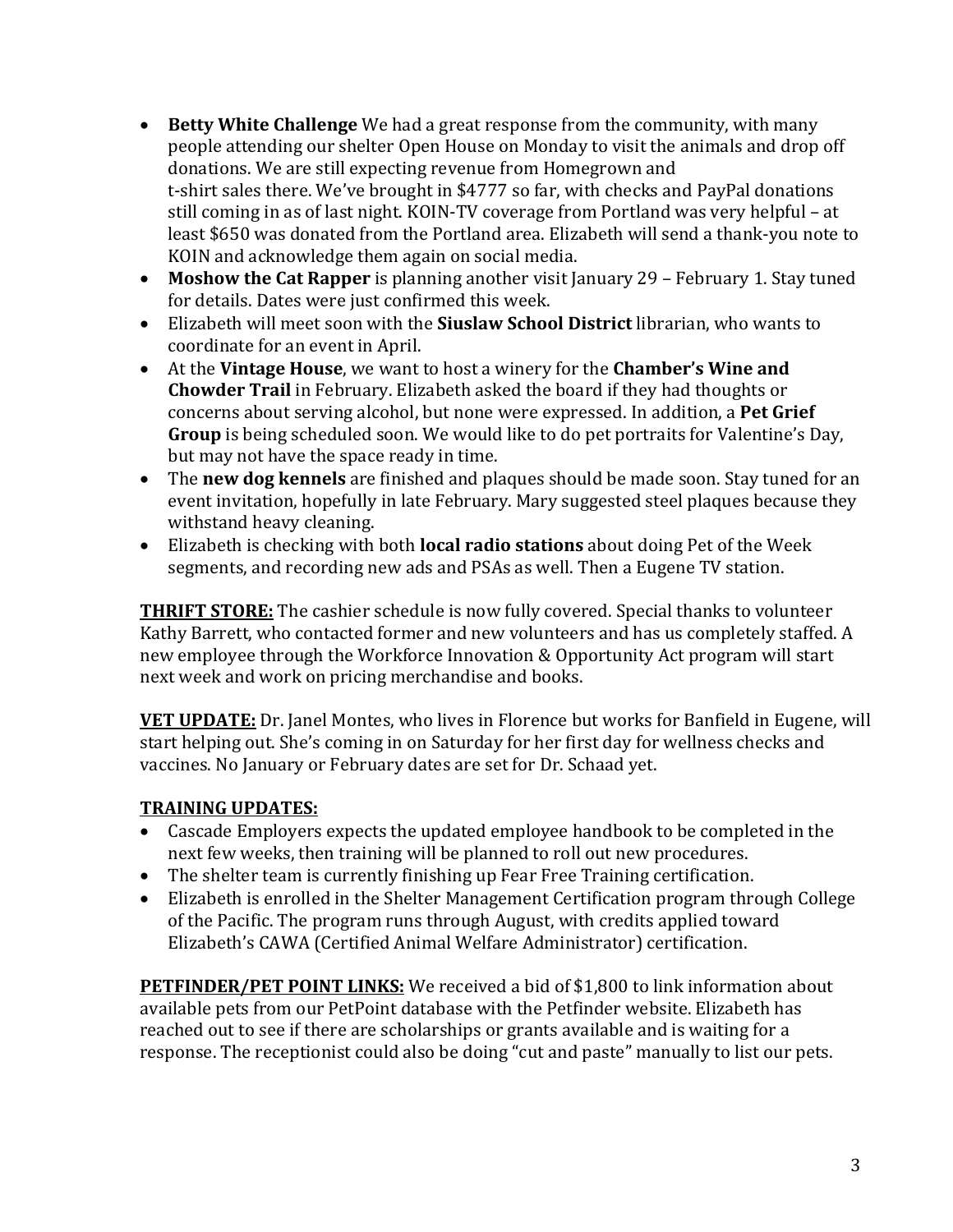- **Betty White Challenge** We had a great response from the community, with many people attending our shelter Open House on Monday to visit the animals and drop off donations. We are still expecting revenue from Homegrown and t-shirt sales there. We've brought in $4777 so far, with checks and PayPal donations still coming in as of last night. KOIN-TV coverage from Portland was very helpful – at least $650 was donated from the Portland area. Elizabeth will send a thank-you note to KOIN and acknowledge them again on social media.
- **Moshow the Cat Rapper** is planning another visit January 29 – February 1. Stay tuned for details. Dates were just confirmed this week.
- Elizabeth will meet soon with the **Siuslaw School District** librarian, who wants to coordinate for an event in April.
- At the **Vintage House**, we want to host a winery for the **Chamber's Wine and Chowder Trail** in February. Elizabeth asked the board if they had thoughts or concerns about serving alcohol, but none were expressed. In addition, a **Pet Grief Group** is being scheduled soon. We would like to do pet portraits for Valentine's Day, but may not have the space ready in time.
- The **new dog kennels** are finished and plaques should be made soon. Stay tuned for an event invitation, hopefully in late February. Mary suggested steel plaques because they withstand heavy cleaning.
- Elizabeth is checking with both **local radio stations** about doing Pet of the Week segments, and recording new ads and PSAs as well. Then a Eugene TV station.

**<u>THRIFT STORE:</u>** The cashier schedule is now fully covered. Special thanks to volunteer Kathy Barrett, who contacted former and new volunteers and has us completely staffed. A new employee through the Workforce Innovation & Opportunity Act program will start next week and work on pricing merchandise and books.

**<u>VET UPDATE:</u>** Dr. Janel Montes, who lives in Florence but works for Banfield in Eugene, will start helping out. She's coming in on Saturday for her first day for wellness checks and vaccines. No January or February dates are set for Dr. Schaad yet.

**<u>TRAINING UPDATES:</u>**

- Cascade Employers expects the updated employee handbook to be completed in the next few weeks, then training will be planned to roll out new procedures.
- The shelter team is currently finishing up Fear Free Training certification.
- Elizabeth is enrolled in the Shelter Management Certification program through College of the Pacific. The program runs through August, with credits applied toward Elizabeth's CAWA (Certified Animal Welfare Administrator) certification.

**<u>PETFINDER/PET POINT LINKS:</u>** We received a bid of $1,800 to link information about available pets from our PetPoint database with the Petfinder website. Elizabeth has reached out to see if there are scholarships or grants available and is waiting for a response. The receptionist could also be doing "cut and paste" manually to list our pets.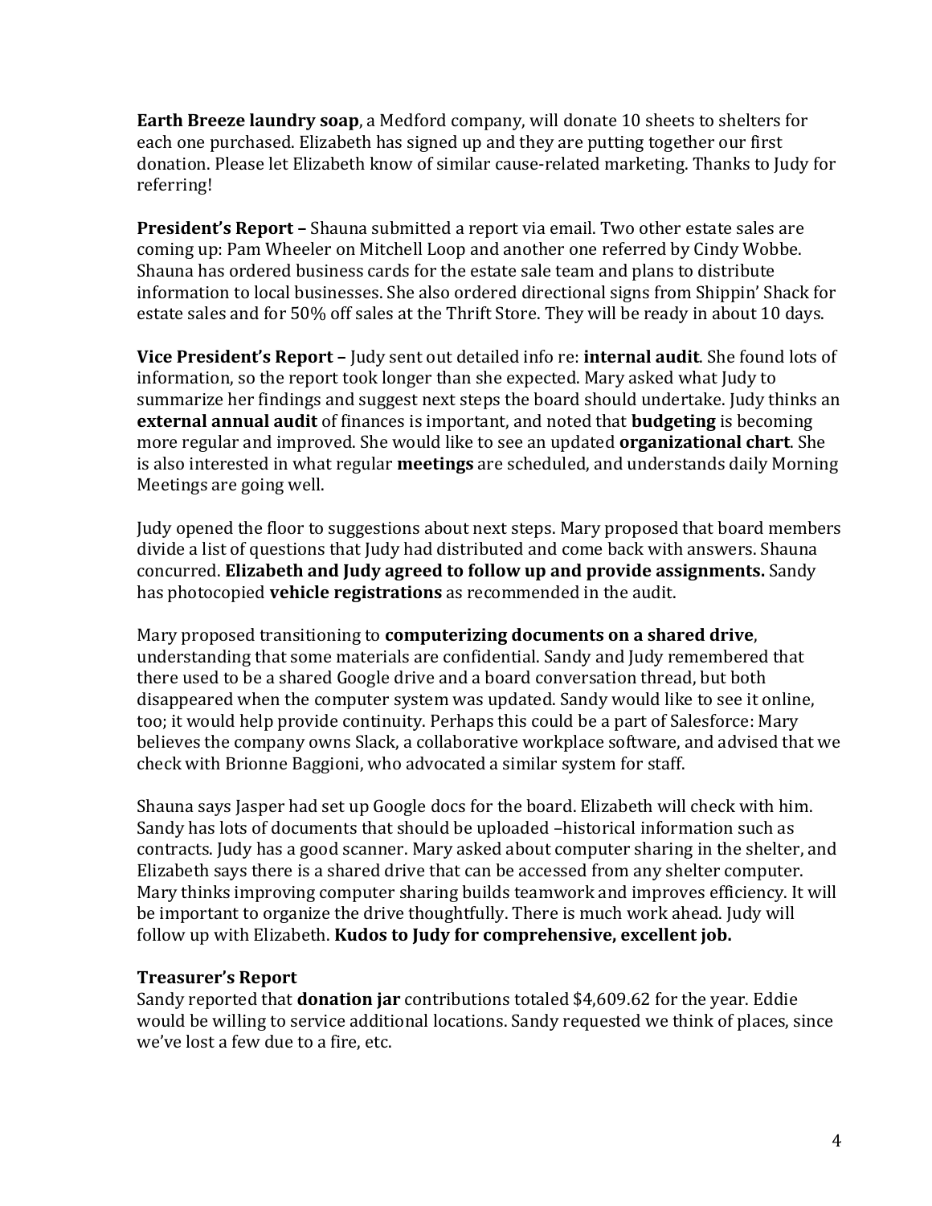**Earth Breeze laundry soap**, a Medford company, will donate 10 sheets to shelters for each one purchased. Elizabeth has signed up and they are putting together our first donation. Please let Elizabeth know of similar cause-related marketing. Thanks to Judy for referring!

**President's Report –** Shauna submitted a report via email. Two other estate sales are coming up: Pam Wheeler on Mitchell Loop and another one referred by Cindy Wobbe. Shauna has ordered business cards for the estate sale team and plans to distribute information to local businesses. She also ordered directional signs from Shippin' Shack for estate sales and for 50% off sales at the Thrift Store. They will be ready in about 10 days.

**Vice President's Report –** Judy sent out detailed info re: **internal audit**. She found lots of information, so the report took longer than she expected. Mary asked what Judy to summarize her findings and suggest next steps the board should undertake. Judy thinks an **external annual audit** of finances is important, and noted that **budgeting** is becoming more regular and improved. She would like to see an updated **organizational chart**. She is also interested in what regular **meetings** are scheduled, and understands daily Morning Meetings are going well.

Judy opened the floor to suggestions about next steps. Mary proposed that board members divide a list of questions that Judy had distributed and come back with answers. Shauna concurred. **Elizabeth and Judy agreed to follow up and provide assignments.** Sandy has photocopied **vehicle registrations** as recommended in the audit.

Mary proposed transitioning to **computerizing documents on a shared drive**, understanding that some materials are confidential. Sandy and Judy remembered that there used to be a shared Google drive and a board conversation thread, but both disappeared when the computer system was updated. Sandy would like to see it online, too; it would help provide continuity. Perhaps this could be a part of Salesforce: Mary believes the company owns Slack, a collaborative workplace software, and advised that we check with Brionne Baggioni, who advocated a similar system for staff.

Shauna says Jasper had set up Google docs for the board. Elizabeth will check with him. Sandy has lots of documents that should be uploaded –historical information such as contracts. Judy has a good scanner. Mary asked about computer sharing in the shelter, and Elizabeth says there is a shared drive that can be accessed from any shelter computer. Mary thinks improving computer sharing builds teamwork and improves efficiency. It will be important to organize the drive thoughtfully. There is much work ahead. Judy will follow up with Elizabeth. **Kudos to Judy for comprehensive, excellent job.**

**Treasurer's Report**

Sandy reported that **donation jar** contributions totaled $4,609.62 for the year. Eddie would be willing to service additional locations. Sandy requested we think of places, since we've lost a few due to a fire, etc.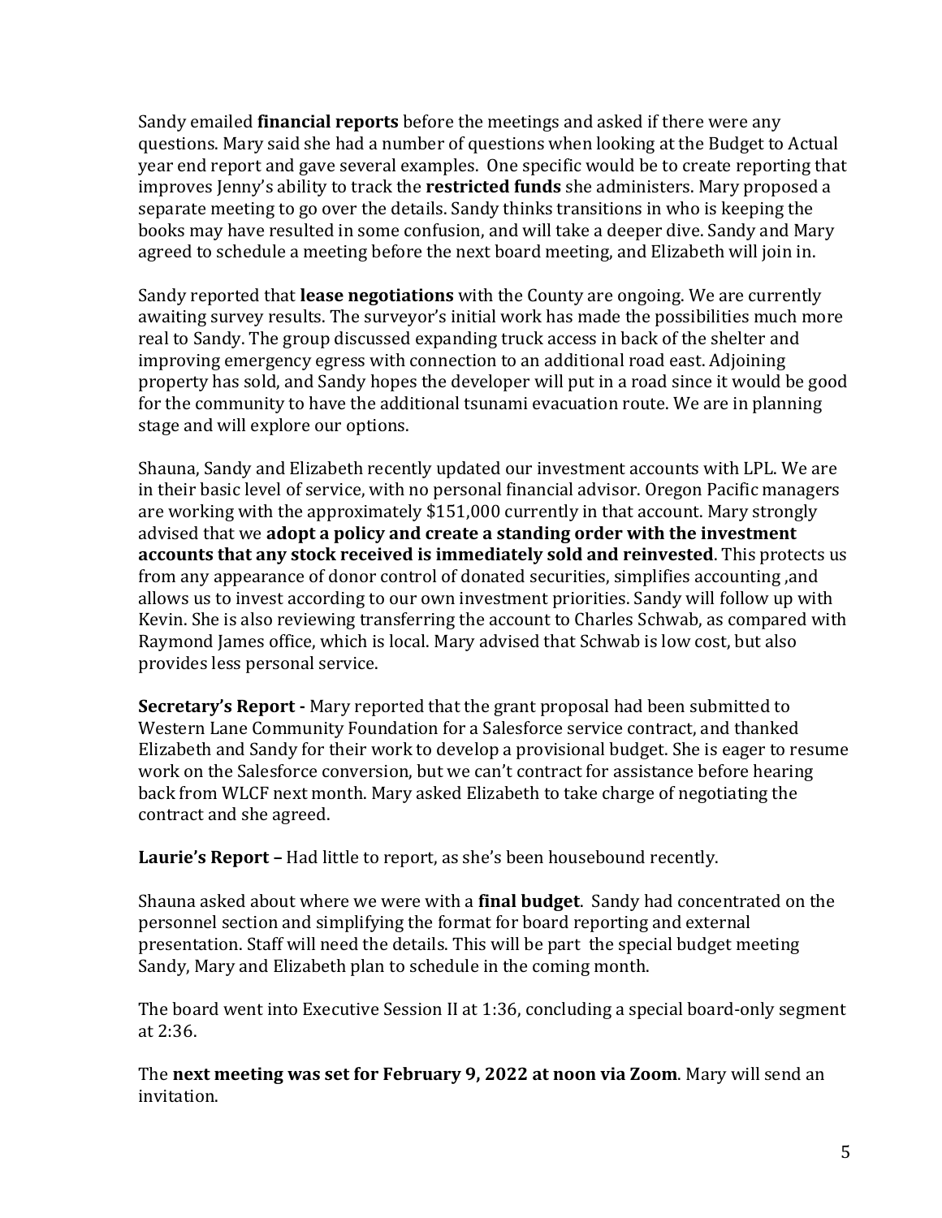Sandy emailed **financial reports** before the meetings and asked if there were any questions. Mary said she had a number of questions when looking at the Budget to Actual year end report and gave several examples. One specific would be to create reporting that improves Jenny's ability to track the **restricted funds** she administers. Mary proposed a separate meeting to go over the details. Sandy thinks transitions in who is keeping the books may have resulted in some confusion, and will take a deeper dive. Sandy and Mary agreed to schedule a meeting before the next board meeting, and Elizabeth will join in.

Sandy reported that **lease negotiations** with the County are ongoing. We are currently awaiting survey results. The surveyor's initial work has made the possibilities much more real to Sandy. The group discussed expanding truck access in back of the shelter and improving emergency egress with connection to an additional road east. Adjoining property has sold, and Sandy hopes the developer will put in a road since it would be good for the community to have the additional tsunami evacuation route. We are in planning stage and will explore our options.

Shauna, Sandy and Elizabeth recently updated our investment accounts with LPL. We are in their basic level of service, with no personal financial advisor. Oregon Pacific managers are working with the approximately $151,000 currently in that account. Mary strongly advised that we **adopt a policy and create a standing order with the investment accounts that any stock received is immediately sold and reinvested**. This protects us from any appearance of donor control of donated securities, simplifies accounting ,and allows us to invest according to our own investment priorities. Sandy will follow up with Kevin. She is also reviewing transferring the account to Charles Schwab, as compared with Raymond James office, which is local. Mary advised that Schwab is low cost, but also provides less personal service.

**Secretary's Report -** Mary reported that the grant proposal had been submitted to Western Lane Community Foundation for a Salesforce service contract, and thanked Elizabeth and Sandy for their work to develop a provisional budget. She is eager to resume work on the Salesforce conversion, but we can't contract for assistance before hearing back from WLCF next month. Mary asked Elizabeth to take charge of negotiating the contract and she agreed.

**Laurie's Report –** Had little to report, as she's been housebound recently.

Shauna asked about where we were with a **final budget**. Sandy had concentrated on the personnel section and simplifying the format for board reporting and external presentation. Staff will need the details. This will be part the special budget meeting Sandy, Mary and Elizabeth plan to schedule in the coming month.

The board went into Executive Session II at 1:36, concluding a special board-only segment at 2:36.

The **next meeting was set for February 9, 2022 at noon via Zoom**. Mary will send an invitation.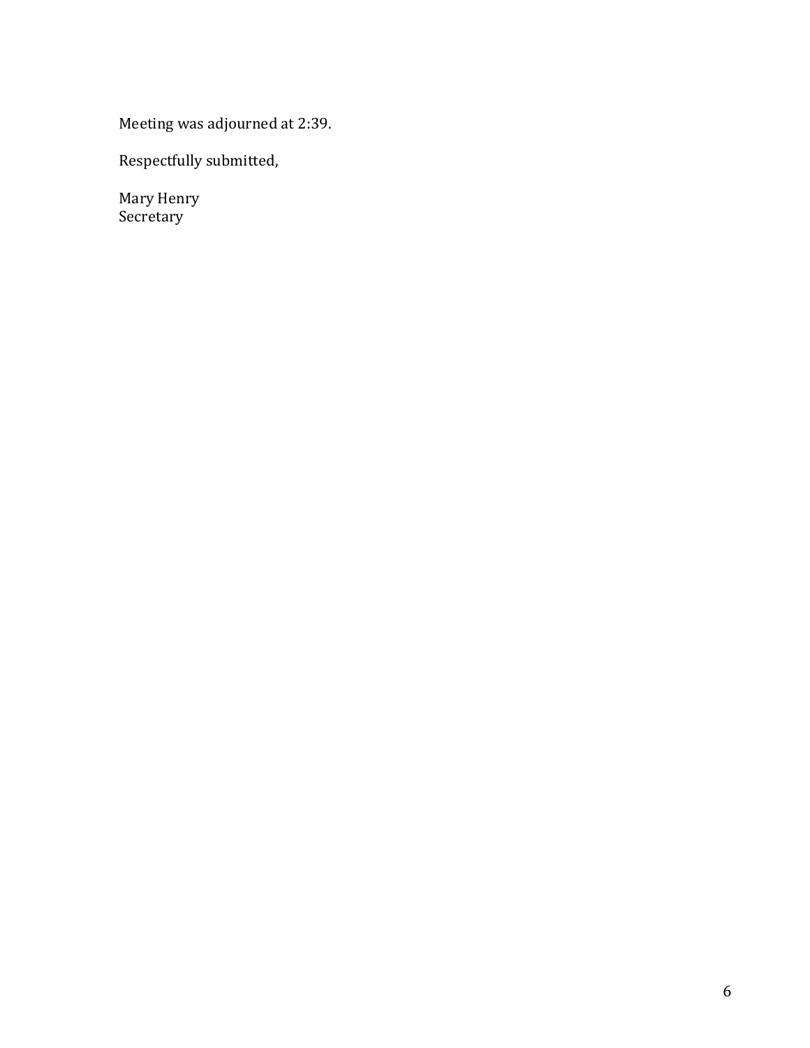Meeting was adjourned at 2:39.

Respectfully submitted,

Mary Henry
Secretary